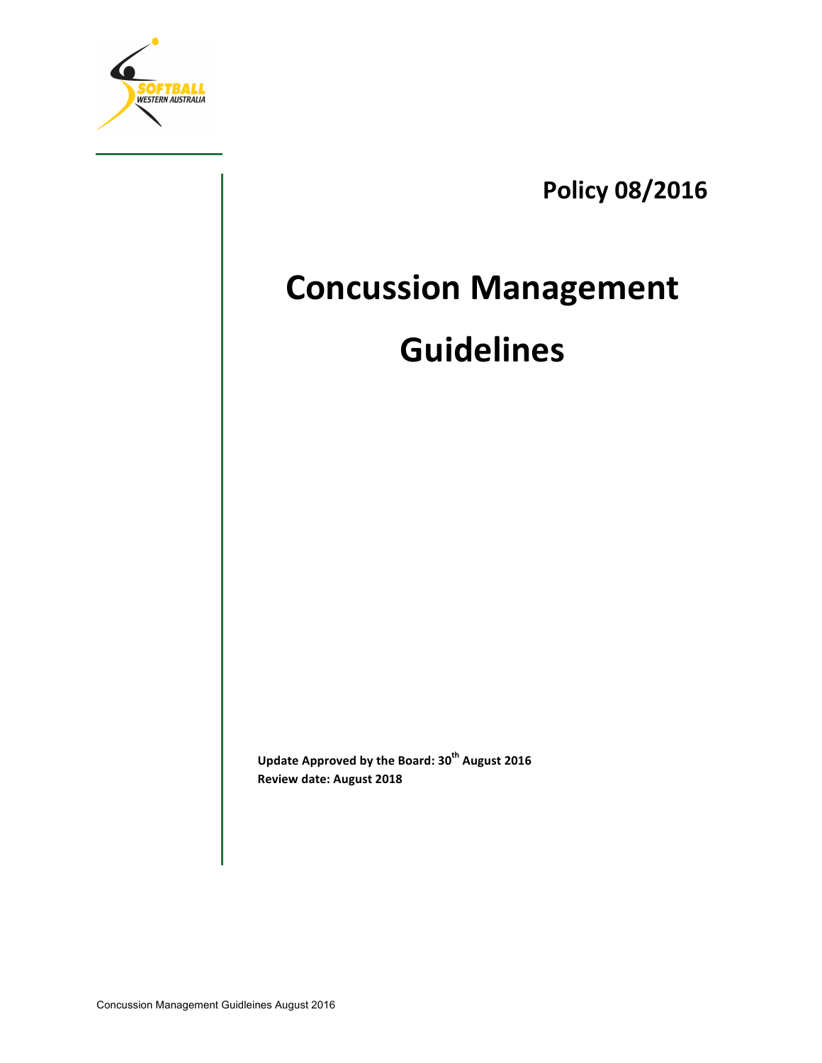Policy 08/2016

# Concussion Management Guidelines

**Update Approved by the Board: 30th August 2016**
**Review date: August 2018**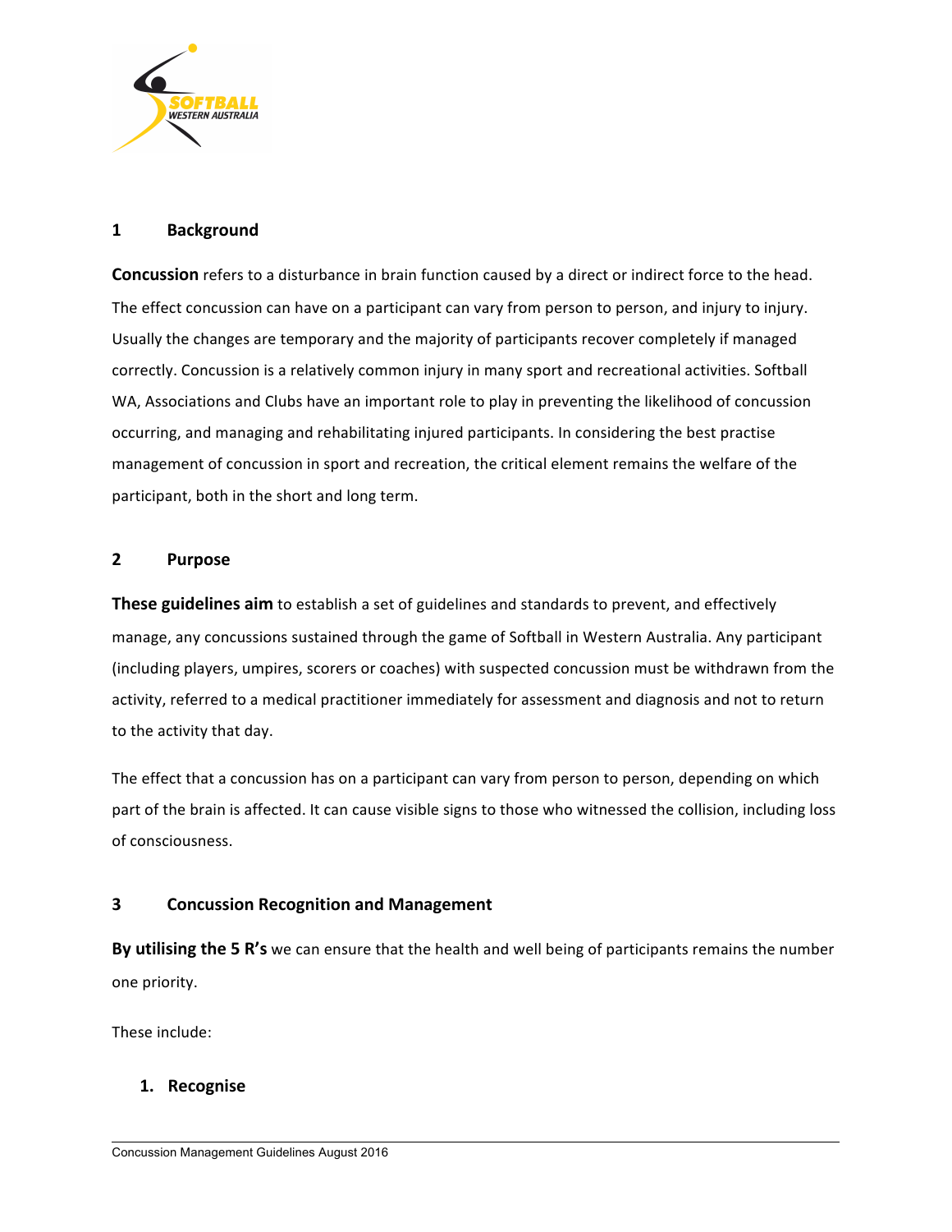## 1 Background

**Concussion** refers to a disturbance in brain function caused by a direct or indirect force to the head. The effect concussion can have on a participant can vary from person to person, and injury to injury. Usually the changes are temporary and the majority of participants recover completely if managed correctly. Concussion is a relatively common injury in many sport and recreational activities. Softball WA, Associations and Clubs have an important role to play in preventing the likelihood of concussion occurring, and managing and rehabilitating injured participants. In considering the best practise management of concussion in sport and recreation, the critical element remains the welfare of the participant, both in the short and long term.

## 2 Purpose

**These guidelines aim** to establish a set of guidelines and standards to prevent, and effectively manage, any concussions sustained through the game of Softball in Western Australia. Any participant (including players, umpires, scorers or coaches) with suspected concussion must be withdrawn from the activity, referred to a medical practitioner immediately for assessment and diagnosis and not to return to the activity that day.

The effect that a concussion has on a participant can vary from person to person, depending on which part of the brain is affected. It can cause visible signs to those who witnessed the collision, including loss of consciousness.

## 3 Concussion Recognition and Management

**By utilising the 5 R's** we can ensure that the health and well being of participants remains the number one priority.

These include:

1. **Recognise**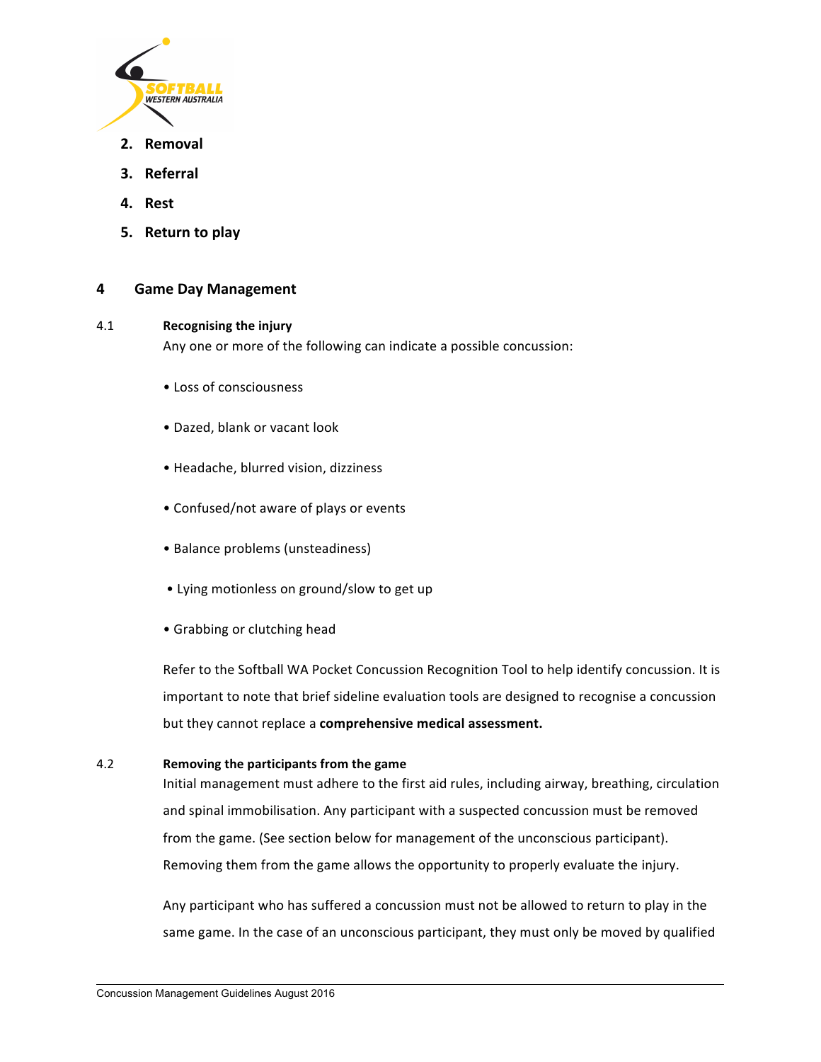2. **Removal**
3. **Referral**
4. **Rest**
5. **Return to play**

## 4 Game Day Management

### 4.1 Recognising the injury

Any one or more of the following can indicate a possible concussion:

- Loss of consciousness
- Dazed, blank or vacant look
- Headache, blurred vision, dizziness
- Confused/not aware of plays or events
- Balance problems (unsteadiness)
- Lying motionless on ground/slow to get up
- Grabbing or clutching head

Refer to the Softball WA Pocket Concussion Recognition Tool to help identify concussion. It is important to note that brief sideline evaluation tools are designed to recognise a concussion but they cannot replace a **comprehensive medical assessment.**

### 4.2 Removing the participants from the game

Initial management must adhere to the first aid rules, including airway, breathing, circulation and spinal immobilisation. Any participant with a suspected concussion must be removed from the game. (See section below for management of the unconscious participant). Removing them from the game allows the opportunity to properly evaluate the injury.

Any participant who has suffered a concussion must not be allowed to return to play in the same game. In the case of an unconscious participant, they must only be moved by qualified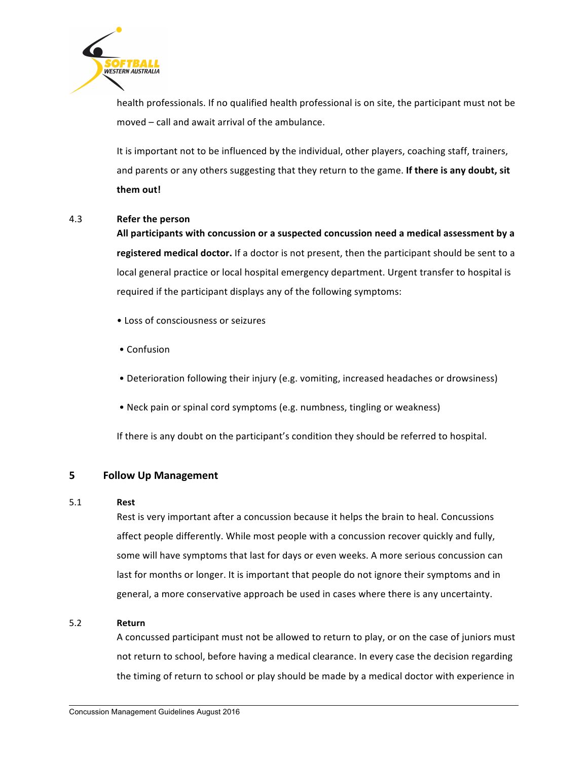health professionals. If no qualified health professional is on site, the participant must not be moved – call and await arrival of the ambulance.

It is important not to be influenced by the individual, other players, coaching staff, trainers, and parents or any others suggesting that they return to the game. **If there is any doubt, sit them out!**

### 4.3 Refer the person

**All participants with concussion or a suspected concussion need a medical assessment by a registered medical doctor.** If a doctor is not present, then the participant should be sent to a local general practice or local hospital emergency department. Urgent transfer to hospital is required if the participant displays any of the following symptoms:

- Loss of consciousness or seizures
- Confusion
- Deterioration following their injury (e.g. vomiting, increased headaches or drowsiness)
- Neck pain or spinal cord symptoms (e.g. numbness, tingling or weakness)

If there is any doubt on the participant's condition they should be referred to hospital.

## 5 Follow Up Management

### 5.1 Rest

Rest is very important after a concussion because it helps the brain to heal. Concussions affect people differently. While most people with a concussion recover quickly and fully, some will have symptoms that last for days or even weeks. A more serious concussion can last for months or longer. It is important that people do not ignore their symptoms and in general, a more conservative approach be used in cases where there is any uncertainty.

### 5.2 Return

A concussed participant must not be allowed to return to play, or on the case of juniors must not return to school, before having a medical clearance. In every case the decision regarding the timing of return to school or play should be made by a medical doctor with experience in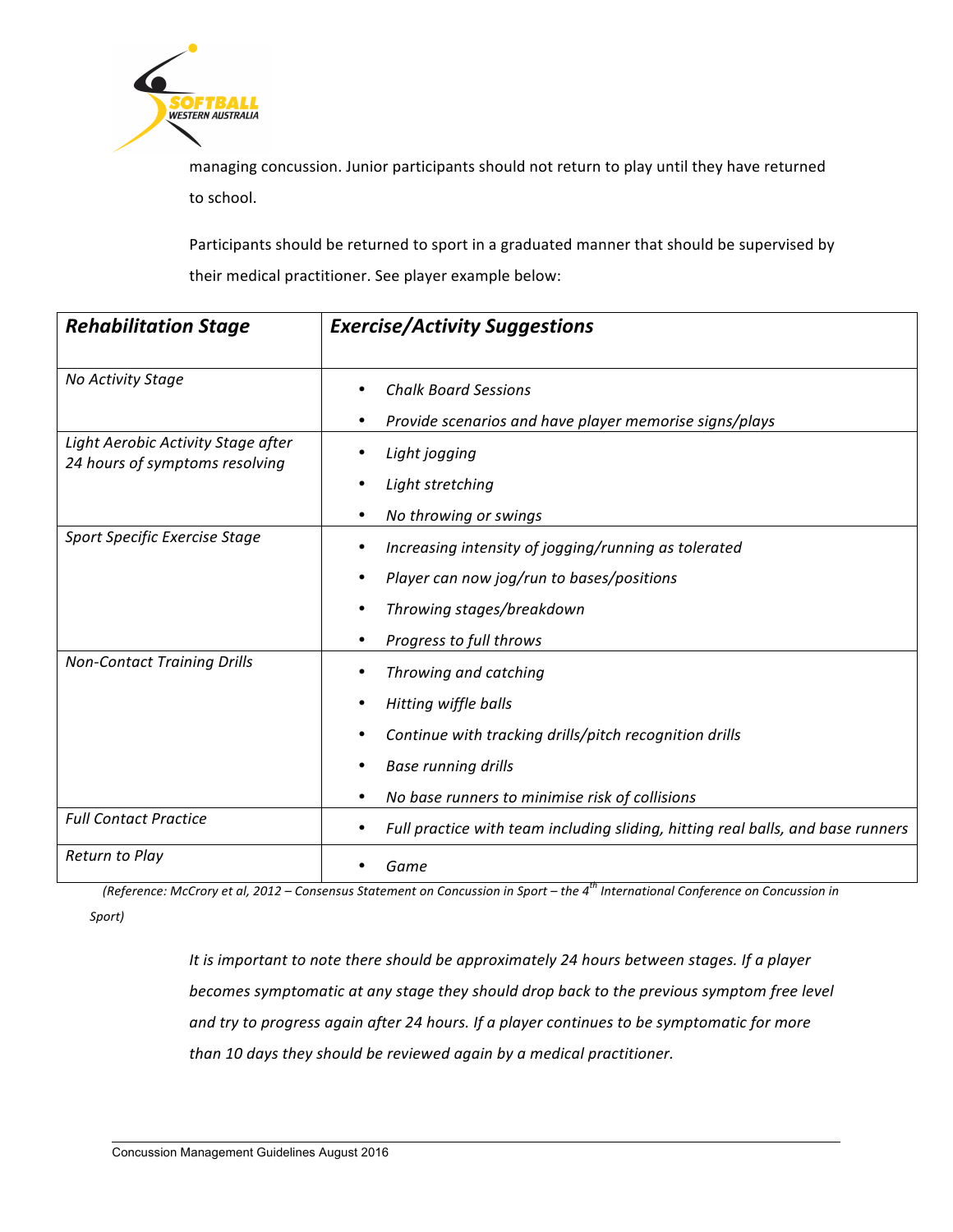managing concussion. Junior participants should not return to play until they have returned to school.

Participants should be returned to sport in a graduated manner that should be supervised by their medical practitioner. See player example below:

| ***Rehabilitation Stage*** | ***Exercise/Activity Suggestions*** |
| --- | --- |
| *No Activity Stage* | • *Chalk Board Sessions*<br>• *Provide scenarios and have player memorise signs/plays* |
| *Light Aerobic Activity Stage after 24 hours of symptoms resolving* | • *Light jogging*<br>• *Light stretching*<br>• *No throwing or swings* |
| *Sport Specific Exercise Stage* | • *Increasing intensity of jogging/running as tolerated*<br>• *Player can now jog/run to bases/positions*<br>• *Throwing stages/breakdown*<br>• *Progress to full throws* |
| *Non-Contact Training Drills* | • *Throwing and catching*<br>• *Hitting wiffle balls*<br>• *Continue with tracking drills/pitch recognition drills*<br>• *Base running drills*<br>• *No base runners to minimise risk of collisions* |
| *Full Contact Practice* | • *Full practice with team including sliding, hitting real balls, and base runners* |
| *Return to Play* | • *Game* |

*(Reference: McCrory et al, 2012 – Consensus Statement on Concussion in Sport – the 4th International Conference on Concussion in Sport)*

*It is important to note there should be approximately 24 hours between stages. If a player becomes symptomatic at any stage they should drop back to the previous symptom free level and try to progress again after 24 hours. If a player continues to be symptomatic for more than 10 days they should be reviewed again by a medical practitioner.*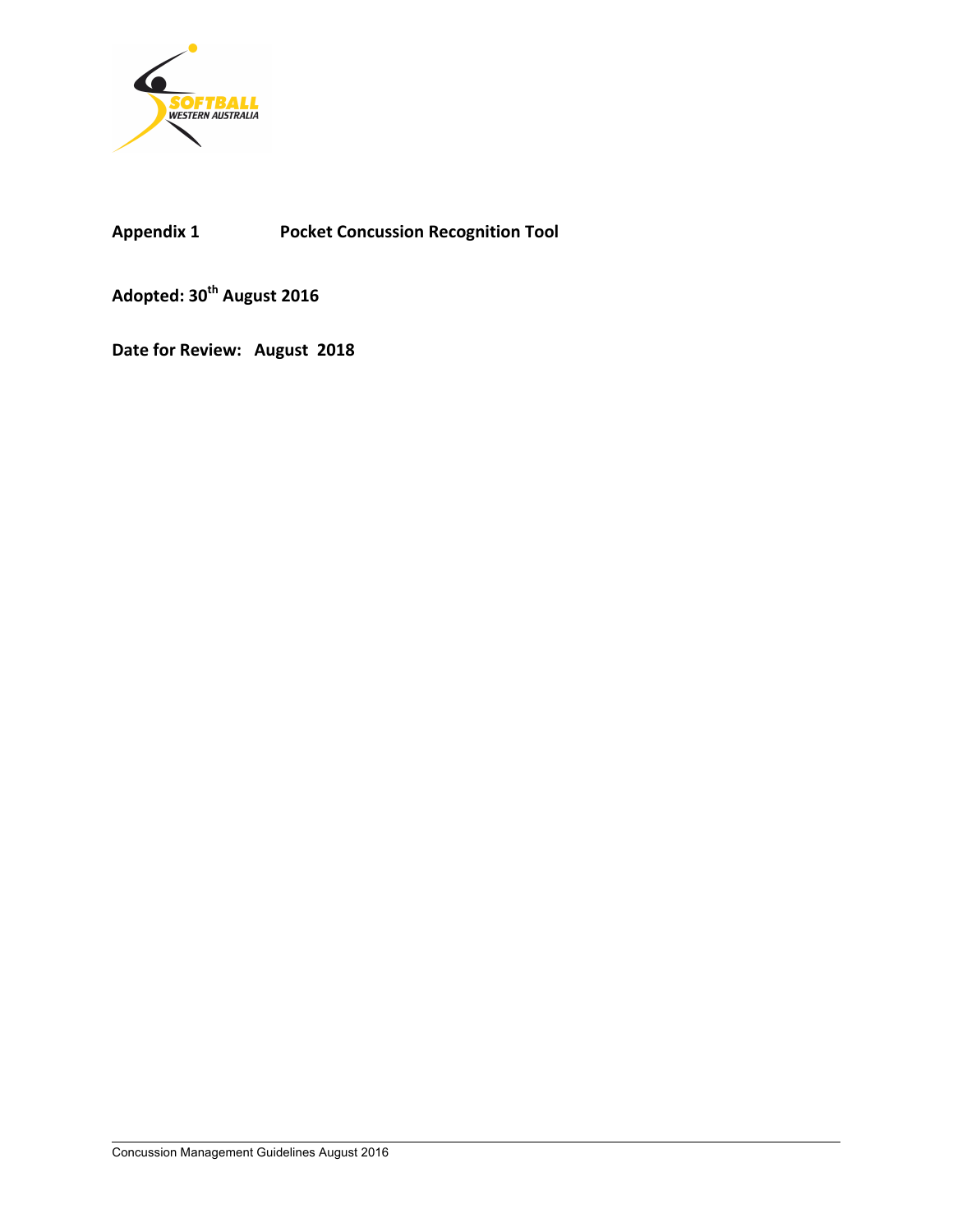**Appendix 1 Pocket Concussion Recognition Tool**

**Adopted: 30th August 2016**

**Date for Review: August 2018**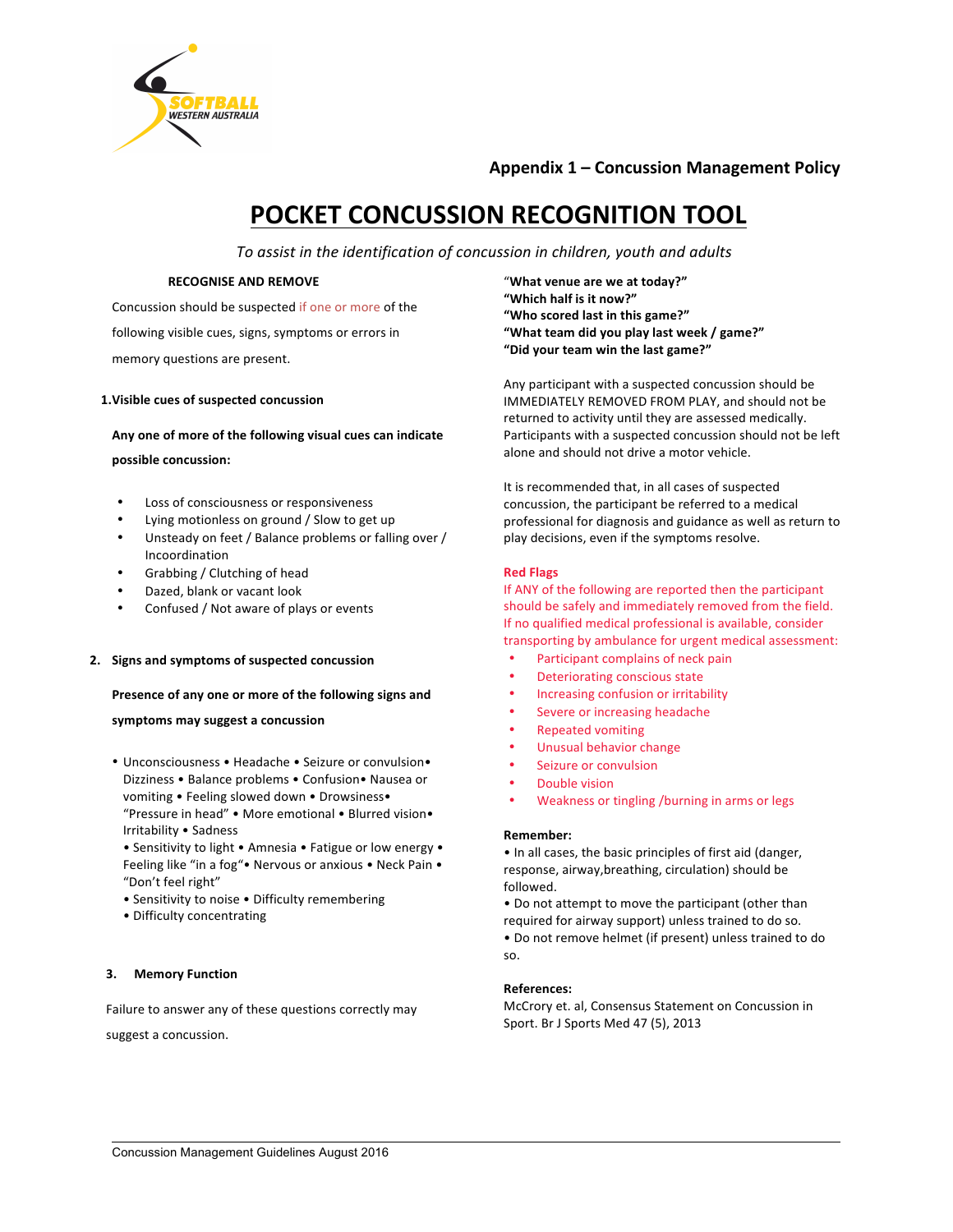Appendix 1 – Concussion Management Policy

# POCKET CONCUSSION RECOGNITION TOOL

*To assist in the identification of concussion in children, youth and adults*

**RECOGNISE AND REMOVE**

Concussion should be suspected if one or more of the following visible cues, signs, symptoms or errors in memory questions are present.

**1.Visible cues of suspected concussion**

**Any one of more of the following visual cues can indicate possible concussion:**

- Loss of consciousness or responsiveness
- Lying motionless on ground / Slow to get up
- Unsteady on feet / Balance problems or falling over / Incoordination
- Grabbing / Clutching of head
- Dazed, blank or vacant look
- Confused / Not aware of plays or events

**2. Signs and symptoms of suspected concussion**

**Presence of any one or more of the following signs and symptoms may suggest a concussion**

• Unconsciousness • Headache • Seizure or convulsion• Dizziness • Balance problems • Confusion• Nausea or vomiting • Feeling slowed down • Drowsiness• "Pressure in head" • More emotional • Blurred vision• Irritability • Sadness
• Sensitivity to light • Amnesia • Fatigue or low energy • Feeling like "in a fog"• Nervous or anxious • Neck Pain • "Don't feel right"
• Sensitivity to noise • Difficulty remembering
• Difficulty concentrating

**3. Memory Function**

Failure to answer any of these questions correctly may suggest a concussion.

"**What venue are we at today?"**
**"Which half is it now?"**
**"Who scored last in this game?"**
**"What team did you play last week / game?"**
**"Did your team win the last game?"**

Any participant with a suspected concussion should be IMMEDIATELY REMOVED FROM PLAY, and should not be returned to activity until they are assessed medically. Participants with a suspected concussion should not be left alone and should not drive a motor vehicle.

It is recommended that, in all cases of suspected concussion, the participant be referred to a medical professional for diagnosis and guidance as well as return to play decisions, even if the symptoms resolve.

**Red Flags**

If ANY of the following are reported then the participant should be safely and immediately removed from the field. If no qualified medical professional is available, consider transporting by ambulance for urgent medical assessment:

- Participant complains of neck pain
- Deteriorating conscious state
- Increasing confusion or irritability
- Severe or increasing headache
- Repeated vomiting
- Unusual behavior change
- Seizure or convulsion
- Double vision
- Weakness or tingling /burning in arms or legs

**Remember:**

• In all cases, the basic principles of first aid (danger, response, airway,breathing, circulation) should be followed.
• Do not attempt to move the participant (other than required for airway support) unless trained to do so.
• Do not remove helmet (if present) unless trained to do so.

**References:**

McCrory et. al, Consensus Statement on Concussion in Sport. Br J Sports Med 47 (5), 2013